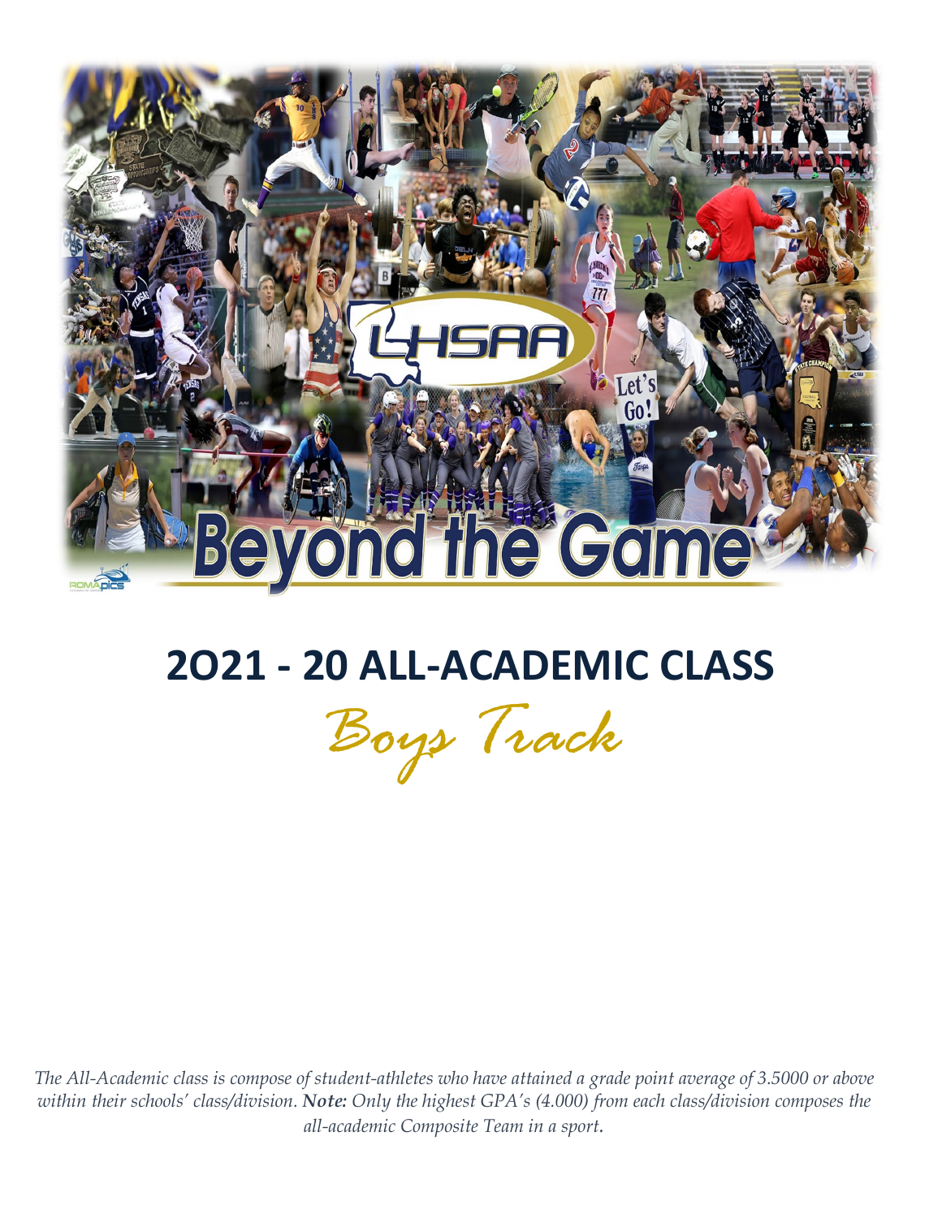# 2O21 - 20 ALL-ACADEMIC CLASS

## Boys Track

*The All-Academic class is compose of student-athletes who have attained a grade point average of 3.5000 or above within their schools' class/division. **Note:** Only the highest GPA's (4.000) from each class/division composes the all-academic Composite Team in a sport.*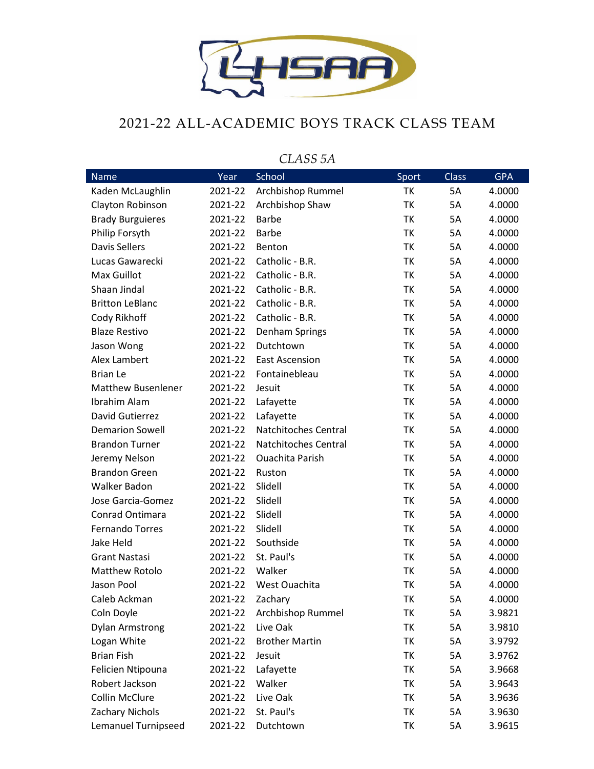# 2021-22 ALL-ACADEMIC BOYS TRACK CLASS TEAM

*CLASS 5A*

| Name | Year | School | Sport | Class | GPA |
|---|---|---|---|---|---|
| Kaden McLaughlin | 2021-22 | Archbishop Rummel | TK | 5A | 4.0000 |
| Clayton Robinson | 2021-22 | Archbishop Shaw | TK | 5A | 4.0000 |
| Brady Burguieres | 2021-22 | Barbe | TK | 5A | 4.0000 |
| Philip Forsyth | 2021-22 | Barbe | TK | 5A | 4.0000 |
| Davis Sellers | 2021-22 | Benton | TK | 5A | 4.0000 |
| Lucas Gawarecki | 2021-22 | Catholic - B.R. | TK | 5A | 4.0000 |
| Max Guillot | 2021-22 | Catholic - B.R. | TK | 5A | 4.0000 |
| Shaan Jindal | 2021-22 | Catholic - B.R. | TK | 5A | 4.0000 |
| Britton LeBlanc | 2021-22 | Catholic - B.R. | TK | 5A | 4.0000 |
| Cody Rikhoff | 2021-22 | Catholic - B.R. | TK | 5A | 4.0000 |
| Blaze Restivo | 2021-22 | Denham Springs | TK | 5A | 4.0000 |
| Jason Wong | 2021-22 | Dutchtown | TK | 5A | 4.0000 |
| Alex Lambert | 2021-22 | East Ascension | TK | 5A | 4.0000 |
| Brian Le | 2021-22 | Fontainebleau | TK | 5A | 4.0000 |
| Matthew Busenlener | 2021-22 | Jesuit | TK | 5A | 4.0000 |
| Ibrahim Alam | 2021-22 | Lafayette | TK | 5A | 4.0000 |
| David Gutierrez | 2021-22 | Lafayette | TK | 5A | 4.0000 |
| Demarion Sowell | 2021-22 | Natchitoches Central | TK | 5A | 4.0000 |
| Brandon Turner | 2021-22 | Natchitoches Central | TK | 5A | 4.0000 |
| Jeremy Nelson | 2021-22 | Ouachita Parish | TK | 5A | 4.0000 |
| Brandon Green | 2021-22 | Ruston | TK | 5A | 4.0000 |
| Walker Badon | 2021-22 | Slidell | TK | 5A | 4.0000 |
| Jose Garcia-Gomez | 2021-22 | Slidell | TK | 5A | 4.0000 |
| Conrad Ontimara | 2021-22 | Slidell | TK | 5A | 4.0000 |
| Fernando Torres | 2021-22 | Slidell | TK | 5A | 4.0000 |
| Jake Held | 2021-22 | Southside | TK | 5A | 4.0000 |
| Grant Nastasi | 2021-22 | St. Paul's | TK | 5A | 4.0000 |
| Matthew Rotolo | 2021-22 | Walker | TK | 5A | 4.0000 |
| Jason Pool | 2021-22 | West Ouachita | TK | 5A | 4.0000 |
| Caleb Ackman | 2021-22 | Zachary | TK | 5A | 4.0000 |
| Coln Doyle | 2021-22 | Archbishop Rummel | TK | 5A | 3.9821 |
| Dylan Armstrong | 2021-22 | Live Oak | TK | 5A | 3.9810 |
| Logan White | 2021-22 | Brother Martin | TK | 5A | 3.9792 |
| Brian Fish | 2021-22 | Jesuit | TK | 5A | 3.9762 |
| Felicien Ntipouna | 2021-22 | Lafayette | TK | 5A | 3.9668 |
| Robert Jackson | 2021-22 | Walker | TK | 5A | 3.9643 |
| Collin McClure | 2021-22 | Live Oak | TK | 5A | 3.9636 |
| Zachary Nichols | 2021-22 | St. Paul's | TK | 5A | 3.9630 |
| Lemanuel Turnipseed | 2021-22 | Dutchtown | TK | 5A | 3.9615 |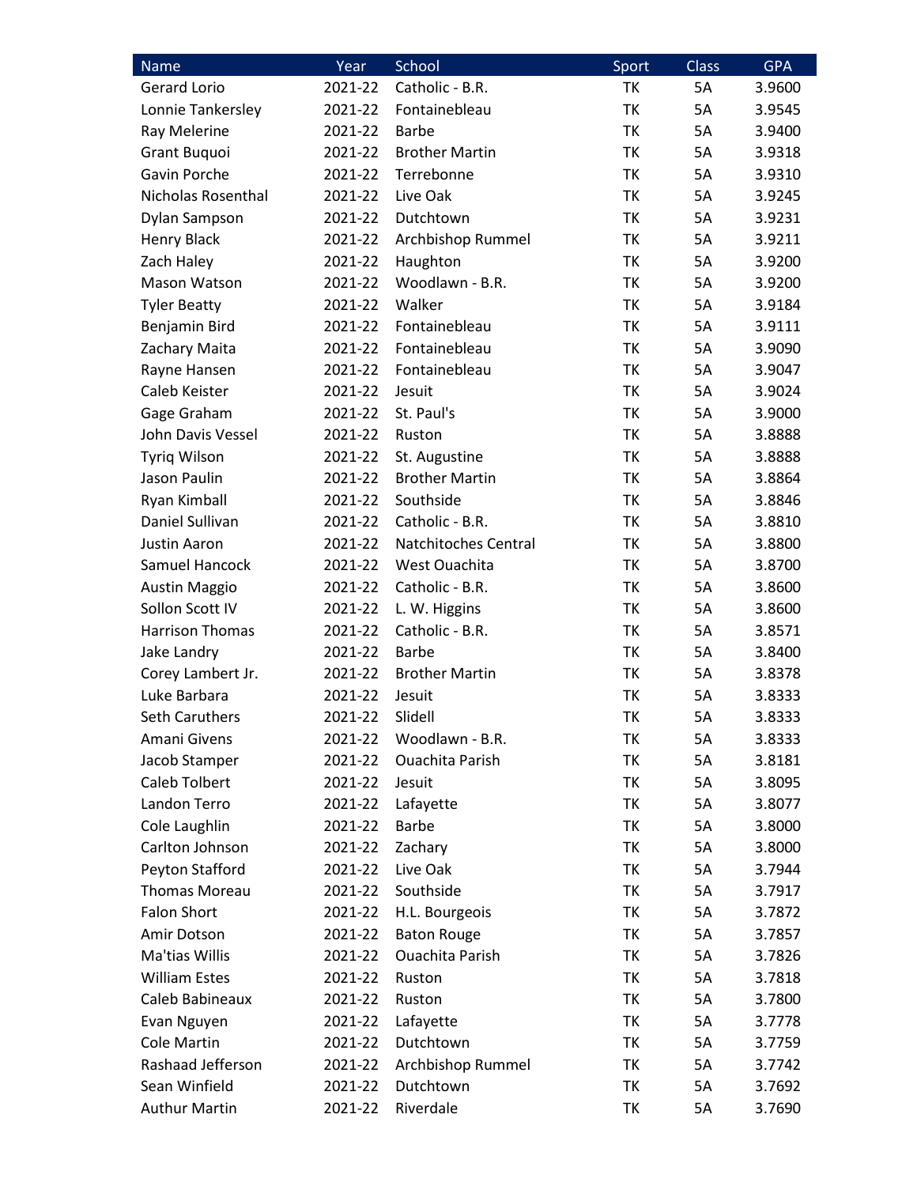| Name | Year | School | Sport | Class | GPA |
| --- | --- | --- | --- | --- | --- |
| Gerard Lorio | 2021-22 | Catholic - B.R. | TK | 5A | 3.9600 |
| Lonnie Tankersley | 2021-22 | Fontainebleau | TK | 5A | 3.9545 |
| Ray Melerine | 2021-22 | Barbe | TK | 5A | 3.9400 |
| Grant Buquoi | 2021-22 | Brother Martin | TK | 5A | 3.9318 |
| Gavin Porche | 2021-22 | Terrebonne | TK | 5A | 3.9310 |
| Nicholas Rosenthal | 2021-22 | Live Oak | TK | 5A | 3.9245 |
| Dylan Sampson | 2021-22 | Dutchtown | TK | 5A | 3.9231 |
| Henry Black | 2021-22 | Archbishop Rummel | TK | 5A | 3.9211 |
| Zach Haley | 2021-22 | Haughton | TK | 5A | 3.9200 |
| Mason Watson | 2021-22 | Woodlawn - B.R. | TK | 5A | 3.9200 |
| Tyler Beatty | 2021-22 | Walker | TK | 5A | 3.9184 |
| Benjamin Bird | 2021-22 | Fontainebleau | TK | 5A | 3.9111 |
| Zachary Maita | 2021-22 | Fontainebleau | TK | 5A | 3.9090 |
| Rayne Hansen | 2021-22 | Fontainebleau | TK | 5A | 3.9047 |
| Caleb Keister | 2021-22 | Jesuit | TK | 5A | 3.9024 |
| Gage Graham | 2021-22 | St. Paul's | TK | 5A | 3.9000 |
| John Davis Vessel | 2021-22 | Ruston | TK | 5A | 3.8888 |
| Tyriq Wilson | 2021-22 | St. Augustine | TK | 5A | 3.8888 |
| Jason Paulin | 2021-22 | Brother Martin | TK | 5A | 3.8864 |
| Ryan Kimball | 2021-22 | Southside | TK | 5A | 3.8846 |
| Daniel Sullivan | 2021-22 | Catholic - B.R. | TK | 5A | 3.8810 |
| Justin Aaron | 2021-22 | Natchitoches Central | TK | 5A | 3.8800 |
| Samuel Hancock | 2021-22 | West Ouachita | TK | 5A | 3.8700 |
| Austin Maggio | 2021-22 | Catholic - B.R. | TK | 5A | 3.8600 |
| Sollon Scott IV | 2021-22 | L. W. Higgins | TK | 5A | 3.8600 |
| Harrison Thomas | 2021-22 | Catholic - B.R. | TK | 5A | 3.8571 |
| Jake Landry | 2021-22 | Barbe | TK | 5A | 3.8400 |
| Corey Lambert Jr. | 2021-22 | Brother Martin | TK | 5A | 3.8378 |
| Luke Barbara | 2021-22 | Jesuit | TK | 5A | 3.8333 |
| Seth Caruthers | 2021-22 | Slidell | TK | 5A | 3.8333 |
| Amani Givens | 2021-22 | Woodlawn - B.R. | TK | 5A | 3.8333 |
| Jacob Stamper | 2021-22 | Ouachita Parish | TK | 5A | 3.8181 |
| Caleb Tolbert | 2021-22 | Jesuit | TK | 5A | 3.8095 |
| Landon Terro | 2021-22 | Lafayette | TK | 5A | 3.8077 |
| Cole Laughlin | 2021-22 | Barbe | TK | 5A | 3.8000 |
| Carlton Johnson | 2021-22 | Zachary | TK | 5A | 3.8000 |
| Peyton Stafford | 2021-22 | Live Oak | TK | 5A | 3.7944 |
| Thomas Moreau | 2021-22 | Southside | TK | 5A | 3.7917 |
| Falon Short | 2021-22 | H.L. Bourgeois | TK | 5A | 3.7872 |
| Amir Dotson | 2021-22 | Baton Rouge | TK | 5A | 3.7857 |
| Ma'tias Willis | 2021-22 | Ouachita Parish | TK | 5A | 3.7826 |
| William Estes | 2021-22 | Ruston | TK | 5A | 3.7818 |
| Caleb Babineaux | 2021-22 | Ruston | TK | 5A | 3.7800 |
| Evan Nguyen | 2021-22 | Lafayette | TK | 5A | 3.7778 |
| Cole Martin | 2021-22 | Dutchtown | TK | 5A | 3.7759 |
| Rashaad Jefferson | 2021-22 | Archbishop Rummel | TK | 5A | 3.7742 |
| Sean Winfield | 2021-22 | Dutchtown | TK | 5A | 3.7692 |
| Authur Martin | 2021-22 | Riverdale | TK | 5A | 3.7690 |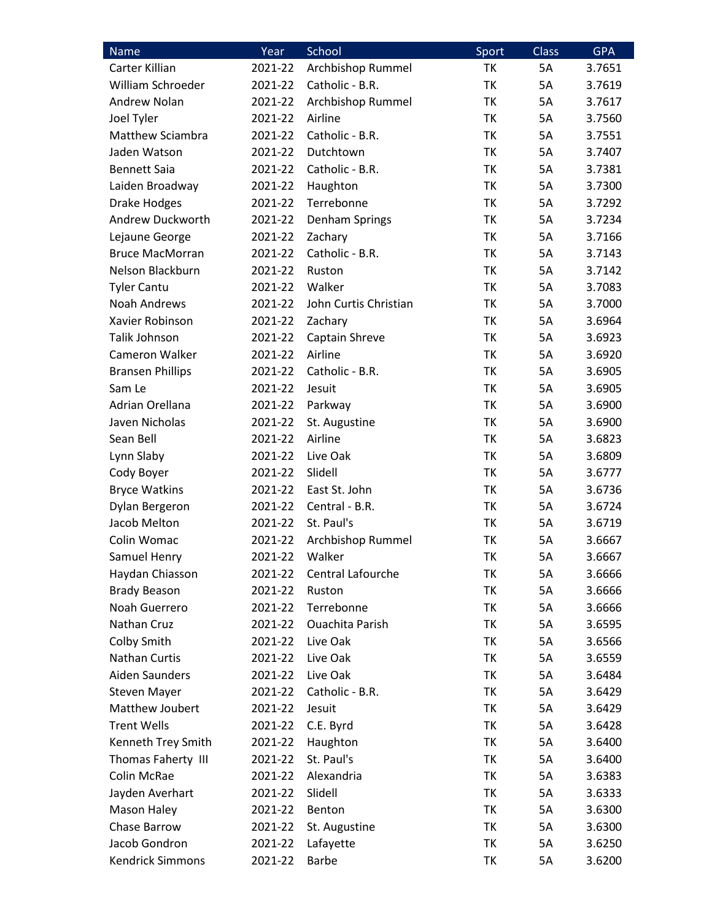| Name | Year | School | Sport | Class | GPA |
|---|---|---|---|---|---|
| Carter Killian | 2021-22 | Archbishop Rummel | TK | 5A | 3.7651 |
| William Schroeder | 2021-22 | Catholic - B.R. | TK | 5A | 3.7619 |
| Andrew Nolan | 2021-22 | Archbishop Rummel | TK | 5A | 3.7617 |
| Joel Tyler | 2021-22 | Airline | TK | 5A | 3.7560 |
| Matthew Sciambra | 2021-22 | Catholic - B.R. | TK | 5A | 3.7551 |
| Jaden Watson | 2021-22 | Dutchtown | TK | 5A | 3.7407 |
| Bennett Saia | 2021-22 | Catholic - B.R. | TK | 5A | 3.7381 |
| Laiden Broadway | 2021-22 | Haughton | TK | 5A | 3.7300 |
| Drake Hodges | 2021-22 | Terrebonne | TK | 5A | 3.7292 |
| Andrew Duckworth | 2021-22 | Denham Springs | TK | 5A | 3.7234 |
| Lejaune George | 2021-22 | Zachary | TK | 5A | 3.7166 |
| Bruce MacMorran | 2021-22 | Catholic - B.R. | TK | 5A | 3.7143 |
| Nelson Blackburn | 2021-22 | Ruston | TK | 5A | 3.7142 |
| Tyler Cantu | 2021-22 | Walker | TK | 5A | 3.7083 |
| Noah Andrews | 2021-22 | John Curtis Christian | TK | 5A | 3.7000 |
| Xavier Robinson | 2021-22 | Zachary | TK | 5A | 3.6964 |
| Talik Johnson | 2021-22 | Captain Shreve | TK | 5A | 3.6923 |
| Cameron Walker | 2021-22 | Airline | TK | 5A | 3.6920 |
| Bransen Phillips | 2021-22 | Catholic - B.R. | TK | 5A | 3.6905 |
| Sam Le | 2021-22 | Jesuit | TK | 5A | 3.6905 |
| Adrian Orellana | 2021-22 | Parkway | TK | 5A | 3.6900 |
| Javen Nicholas | 2021-22 | St. Augustine | TK | 5A | 3.6900 |
| Sean Bell | 2021-22 | Airline | TK | 5A | 3.6823 |
| Lynn Slaby | 2021-22 | Live Oak | TK | 5A | 3.6809 |
| Cody Boyer | 2021-22 | Slidell | TK | 5A | 3.6777 |
| Bryce Watkins | 2021-22 | East St. John | TK | 5A | 3.6736 |
| Dylan Bergeron | 2021-22 | Central - B.R. | TK | 5A | 3.6724 |
| Jacob Melton | 2021-22 | St. Paul's | TK | 5A | 3.6719 |
| Colin Womac | 2021-22 | Archbishop Rummel | TK | 5A | 3.6667 |
| Samuel Henry | 2021-22 | Walker | TK | 5A | 3.6667 |
| Haydan Chiasson | 2021-22 | Central Lafourche | TK | 5A | 3.6666 |
| Brady Beason | 2021-22 | Ruston | TK | 5A | 3.6666 |
| Noah Guerrero | 2021-22 | Terrebonne | TK | 5A | 3.6666 |
| Nathan Cruz | 2021-22 | Ouachita Parish | TK | 5A | 3.6595 |
| Colby Smith | 2021-22 | Live Oak | TK | 5A | 3.6566 |
| Nathan Curtis | 2021-22 | Live Oak | TK | 5A | 3.6559 |
| Aiden Saunders | 2021-22 | Live Oak | TK | 5A | 3.6484 |
| Steven Mayer | 2021-22 | Catholic - B.R. | TK | 5A | 3.6429 |
| Matthew Joubert | 2021-22 | Jesuit | TK | 5A | 3.6429 |
| Trent Wells | 2021-22 | C.E. Byrd | TK | 5A | 3.6428 |
| Kenneth Trey Smith | 2021-22 | Haughton | TK | 5A | 3.6400 |
| Thomas Faherty III | 2021-22 | St. Paul's | TK | 5A | 3.6400 |
| Colin McRae | 2021-22 | Alexandria | TK | 5A | 3.6383 |
| Jayden Averhart | 2021-22 | Slidell | TK | 5A | 3.6333 |
| Mason Haley | 2021-22 | Benton | TK | 5A | 3.6300 |
| Chase Barrow | 2021-22 | St. Augustine | TK | 5A | 3.6300 |
| Jacob Gondron | 2021-22 | Lafayette | TK | 5A | 3.6250 |
| Kendrick Simmons | 2021-22 | Barbe | TK | 5A | 3.6200 |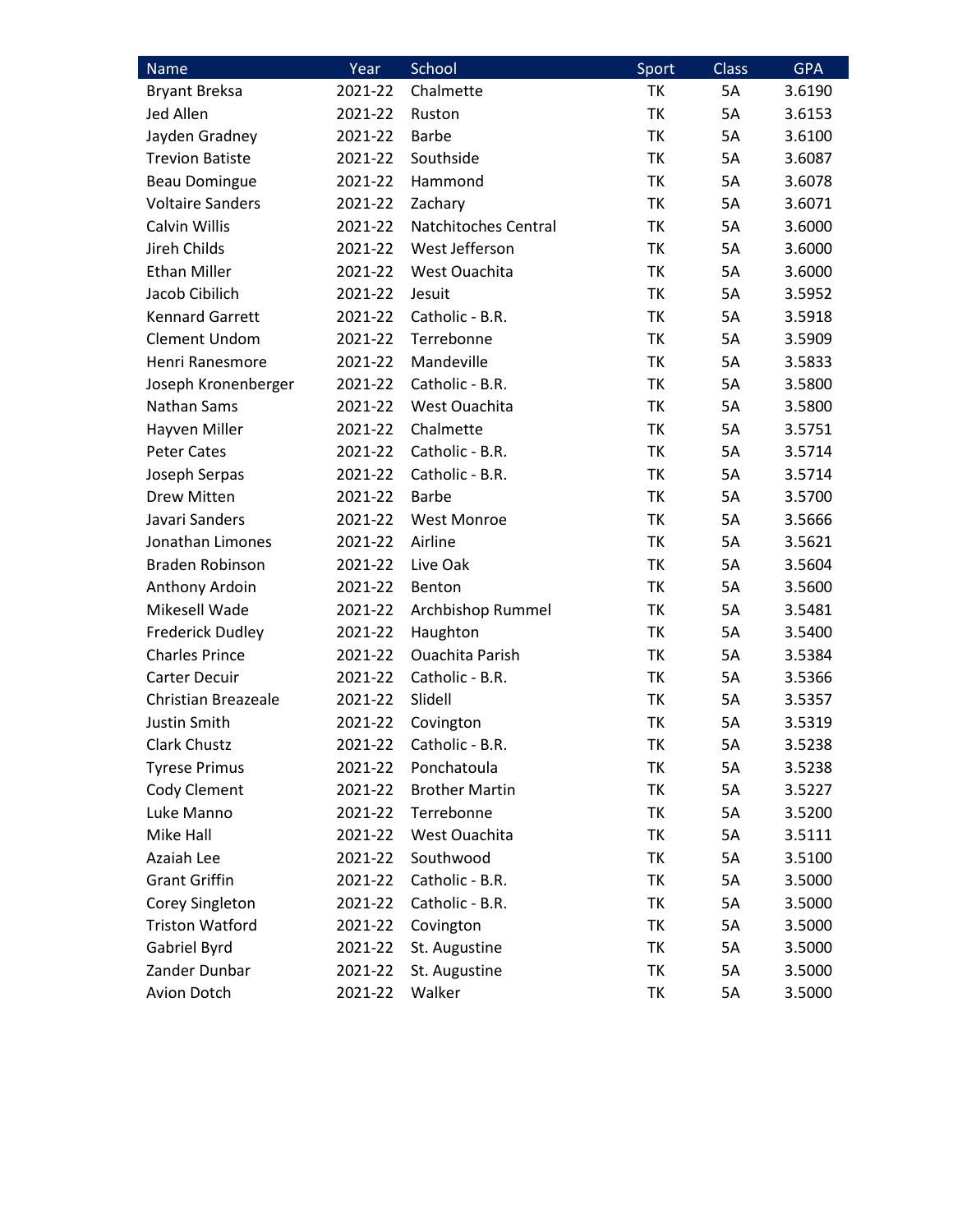| Name | Year | School | Sport | Class | GPA |
|---|---|---|---|---|---|
| Bryant Breksa | 2021-22 | Chalmette | TK | 5A | 3.6190 |
| Jed Allen | 2021-22 | Ruston | TK | 5A | 3.6153 |
| Jayden Gradney | 2021-22 | Barbe | TK | 5A | 3.6100 |
| Trevion Batiste | 2021-22 | Southside | TK | 5A | 3.6087 |
| Beau Domingue | 2021-22 | Hammond | TK | 5A | 3.6078 |
| Voltaire Sanders | 2021-22 | Zachary | TK | 5A | 3.6071 |
| Calvin Willis | 2021-22 | Natchitoches Central | TK | 5A | 3.6000 |
| Jireh Childs | 2021-22 | West Jefferson | TK | 5A | 3.6000 |
| Ethan Miller | 2021-22 | West Ouachita | TK | 5A | 3.6000 |
| Jacob Cibilich | 2021-22 | Jesuit | TK | 5A | 3.5952 |
| Kennard Garrett | 2021-22 | Catholic - B.R. | TK | 5A | 3.5918 |
| Clement Undom | 2021-22 | Terrebonne | TK | 5A | 3.5909 |
| Henri Ranesmore | 2021-22 | Mandeville | TK | 5A | 3.5833 |
| Joseph Kronenberger | 2021-22 | Catholic - B.R. | TK | 5A | 3.5800 |
| Nathan Sams | 2021-22 | West Ouachita | TK | 5A | 3.5800 |
| Hayven Miller | 2021-22 | Chalmette | TK | 5A | 3.5751 |
| Peter Cates | 2021-22 | Catholic - B.R. | TK | 5A | 3.5714 |
| Joseph Serpas | 2021-22 | Catholic - B.R. | TK | 5A | 3.5714 |
| Drew Mitten | 2021-22 | Barbe | TK | 5A | 3.5700 |
| Javari Sanders | 2021-22 | West Monroe | TK | 5A | 3.5666 |
| Jonathan Limones | 2021-22 | Airline | TK | 5A | 3.5621 |
| Braden Robinson | 2021-22 | Live Oak | TK | 5A | 3.5604 |
| Anthony Ardoin | 2021-22 | Benton | TK | 5A | 3.5600 |
| Mikesell Wade | 2021-22 | Archbishop Rummel | TK | 5A | 3.5481 |
| Frederick Dudley | 2021-22 | Haughton | TK | 5A | 3.5400 |
| Charles Prince | 2021-22 | Ouachita Parish | TK | 5A | 3.5384 |
| Carter Decuir | 2021-22 | Catholic - B.R. | TK | 5A | 3.5366 |
| Christian Breazeale | 2021-22 | Slidell | TK | 5A | 3.5357 |
| Justin Smith | 2021-22 | Covington | TK | 5A | 3.5319 |
| Clark Chustz | 2021-22 | Catholic - B.R. | TK | 5A | 3.5238 |
| Tyrese Primus | 2021-22 | Ponchatoula | TK | 5A | 3.5238 |
| Cody Clement | 2021-22 | Brother Martin | TK | 5A | 3.5227 |
| Luke Manno | 2021-22 | Terrebonne | TK | 5A | 3.5200 |
| Mike Hall | 2021-22 | West Ouachita | TK | 5A | 3.5111 |
| Azaiah Lee | 2021-22 | Southwood | TK | 5A | 3.5100 |
| Grant Griffin | 2021-22 | Catholic - B.R. | TK | 5A | 3.5000 |
| Corey Singleton | 2021-22 | Catholic - B.R. | TK | 5A | 3.5000 |
| Triston Watford | 2021-22 | Covington | TK | 5A | 3.5000 |
| Gabriel Byrd | 2021-22 | St. Augustine | TK | 5A | 3.5000 |
| Zander Dunbar | 2021-22 | St. Augustine | TK | 5A | 3.5000 |
| Avion Dotch | 2021-22 | Walker | TK | 5A | 3.5000 |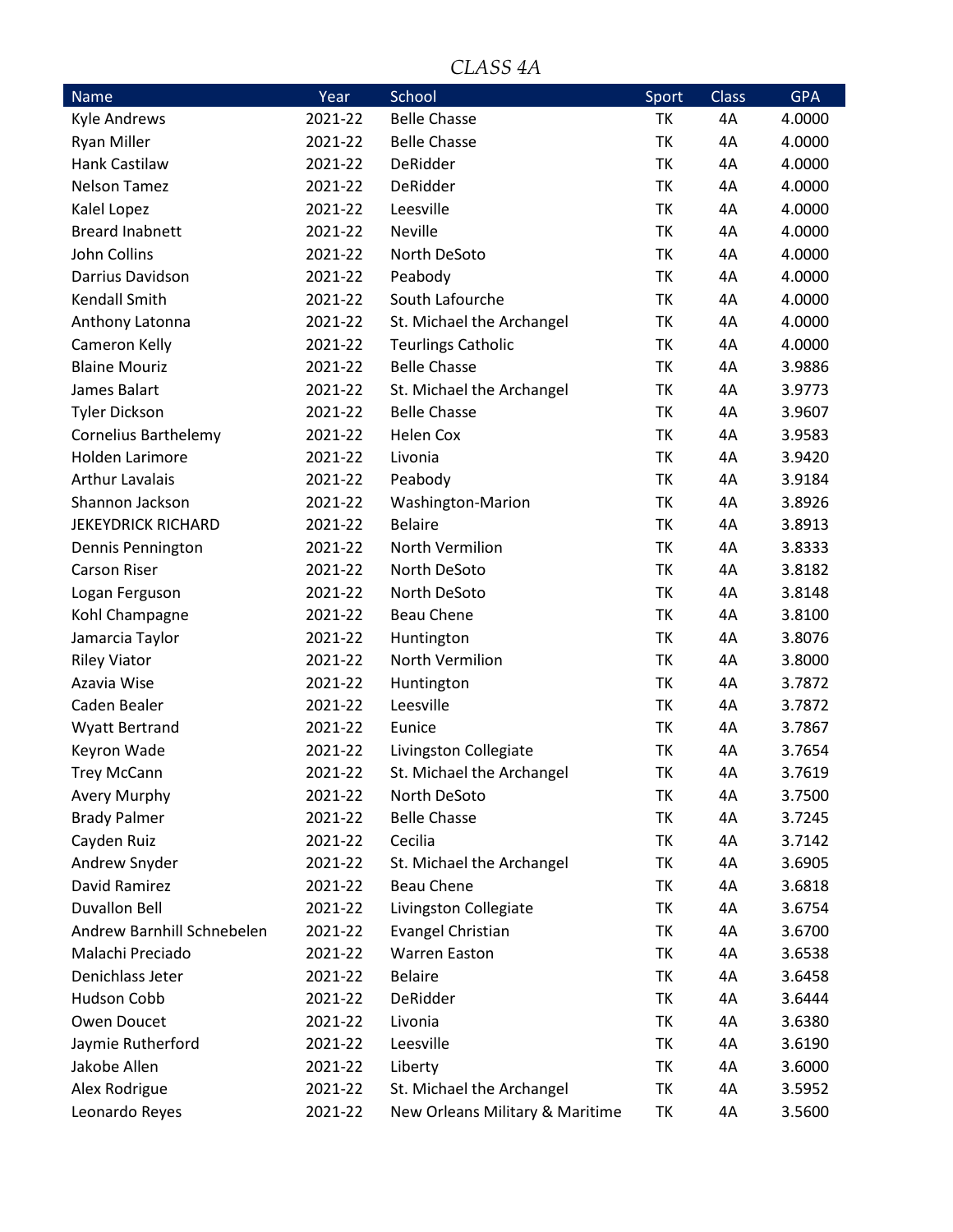## *CLASS 4A*

| Name | Year | School | Sport | Class | GPA |
|---|---|---|---|---|---|
| Kyle Andrews | 2021-22 | Belle Chasse | TK | 4A | 4.0000 |
| Ryan Miller | 2021-22 | Belle Chasse | TK | 4A | 4.0000 |
| Hank Castilaw | 2021-22 | DeRidder | TK | 4A | 4.0000 |
| Nelson Tamez | 2021-22 | DeRidder | TK | 4A | 4.0000 |
| Kalel Lopez | 2021-22 | Leesville | TK | 4A | 4.0000 |
| Breard Inabnett | 2021-22 | Neville | TK | 4A | 4.0000 |
| John Collins | 2021-22 | North DeSoto | TK | 4A | 4.0000 |
| Darrius Davidson | 2021-22 | Peabody | TK | 4A | 4.0000 |
| Kendall Smith | 2021-22 | South Lafourche | TK | 4A | 4.0000 |
| Anthony Latonna | 2021-22 | St. Michael the Archangel | TK | 4A | 4.0000 |
| Cameron Kelly | 2021-22 | Teurlings Catholic | TK | 4A | 4.0000 |
| Blaine Mouriz | 2021-22 | Belle Chasse | TK | 4A | 3.9886 |
| James Balart | 2021-22 | St. Michael the Archangel | TK | 4A | 3.9773 |
| Tyler Dickson | 2021-22 | Belle Chasse | TK | 4A | 3.9607 |
| Cornelius Barthelemy | 2021-22 | Helen Cox | TK | 4A | 3.9583 |
| Holden Larimore | 2021-22 | Livonia | TK | 4A | 3.9420 |
| Arthur Lavalais | 2021-22 | Peabody | TK | 4A | 3.9184 |
| Shannon Jackson | 2021-22 | Washington-Marion | TK | 4A | 3.8926 |
| JEKEYDRICK RICHARD | 2021-22 | Belaire | TK | 4A | 3.8913 |
| Dennis Pennington | 2021-22 | North Vermilion | TK | 4A | 3.8333 |
| Carson Riser | 2021-22 | North DeSoto | TK | 4A | 3.8182 |
| Logan Ferguson | 2021-22 | North DeSoto | TK | 4A | 3.8148 |
| Kohl Champagne | 2021-22 | Beau Chene | TK | 4A | 3.8100 |
| Jamarcia Taylor | 2021-22 | Huntington | TK | 4A | 3.8076 |
| Riley Viator | 2021-22 | North Vermilion | TK | 4A | 3.8000 |
| Azavia Wise | 2021-22 | Huntington | TK | 4A | 3.7872 |
| Caden Bealer | 2021-22 | Leesville | TK | 4A | 3.7872 |
| Wyatt Bertrand | 2021-22 | Eunice | TK | 4A | 3.7867 |
| Keyron Wade | 2021-22 | Livingston Collegiate | TK | 4A | 3.7654 |
| Trey McCann | 2021-22 | St. Michael the Archangel | TK | 4A | 3.7619 |
| Avery Murphy | 2021-22 | North DeSoto | TK | 4A | 3.7500 |
| Brady Palmer | 2021-22 | Belle Chasse | TK | 4A | 3.7245 |
| Cayden Ruiz | 2021-22 | Cecilia | TK | 4A | 3.7142 |
| Andrew Snyder | 2021-22 | St. Michael the Archangel | TK | 4A | 3.6905 |
| David Ramirez | 2021-22 | Beau Chene | TK | 4A | 3.6818 |
| Duvallon Bell | 2021-22 | Livingston Collegiate | TK | 4A | 3.6754 |
| Andrew Barnhill Schnebelen | 2021-22 | Evangel Christian | TK | 4A | 3.6700 |
| Malachi Preciado | 2021-22 | Warren Easton | TK | 4A | 3.6538 |
| Denichlass Jeter | 2021-22 | Belaire | TK | 4A | 3.6458 |
| Hudson Cobb | 2021-22 | DeRidder | TK | 4A | 3.6444 |
| Owen Doucet | 2021-22 | Livonia | TK | 4A | 3.6380 |
| Jaymie Rutherford | 2021-22 | Leesville | TK | 4A | 3.6190 |
| Jakobe Allen | 2021-22 | Liberty | TK | 4A | 3.6000 |
| Alex Rodrigue | 2021-22 | St. Michael the Archangel | TK | 4A | 3.5952 |
| Leonardo Reyes | 2021-22 | New Orleans Military & Maritime | TK | 4A | 3.5600 |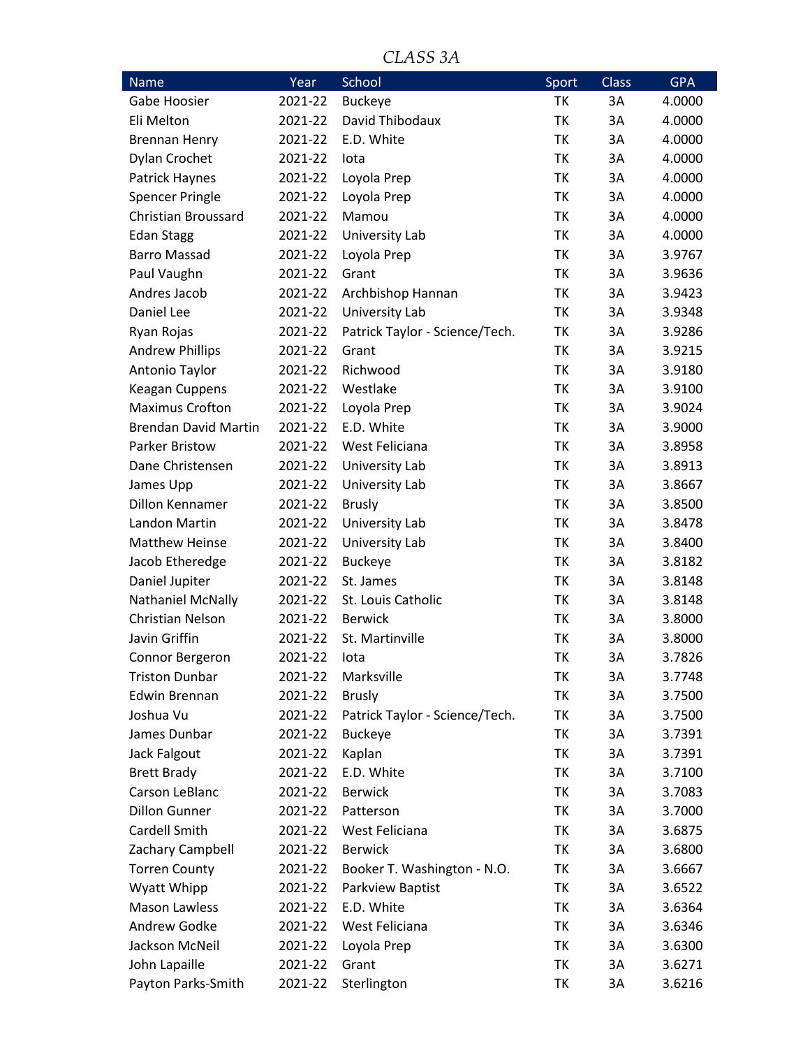*CLASS 3A*

| Name | Year | School | Sport | Class | GPA |
|---|---|---|---|---|---|
| Gabe Hoosier | 2021-22 | Buckeye | TK | 3A | 4.0000 |
| Eli Melton | 2021-22 | David Thibodaux | TK | 3A | 4.0000 |
| Brennan Henry | 2021-22 | E.D. White | TK | 3A | 4.0000 |
| Dylan Crochet | 2021-22 | Iota | TK | 3A | 4.0000 |
| Patrick Haynes | 2021-22 | Loyola Prep | TK | 3A | 4.0000 |
| Spencer Pringle | 2021-22 | Loyola Prep | TK | 3A | 4.0000 |
| Christian Broussard | 2021-22 | Mamou | TK | 3A | 4.0000 |
| Edan Stagg | 2021-22 | University Lab | TK | 3A | 4.0000 |
| Barro Massad | 2021-22 | Loyola Prep | TK | 3A | 3.9767 |
| Paul Vaughn | 2021-22 | Grant | TK | 3A | 3.9636 |
| Andres Jacob | 2021-22 | Archbishop Hannan | TK | 3A | 3.9423 |
| Daniel Lee | 2021-22 | University Lab | TK | 3A | 3.9348 |
| Ryan Rojas | 2021-22 | Patrick Taylor - Science/Tech. | TK | 3A | 3.9286 |
| Andrew Phillips | 2021-22 | Grant | TK | 3A | 3.9215 |
| Antonio Taylor | 2021-22 | Richwood | TK | 3A | 3.9180 |
| Keagan Cuppens | 2021-22 | Westlake | TK | 3A | 3.9100 |
| Maximus Crofton | 2021-22 | Loyola Prep | TK | 3A | 3.9024 |
| Brendan David Martin | 2021-22 | E.D. White | TK | 3A | 3.9000 |
| Parker Bristow | 2021-22 | West Feliciana | TK | 3A | 3.8958 |
| Dane Christensen | 2021-22 | University Lab | TK | 3A | 3.8913 |
| James Upp | 2021-22 | University Lab | TK | 3A | 3.8667 |
| Dillon Kennamer | 2021-22 | Brusly | TK | 3A | 3.8500 |
| Landon Martin | 2021-22 | University Lab | TK | 3A | 3.8478 |
| Matthew Heinse | 2021-22 | University Lab | TK | 3A | 3.8400 |
| Jacob Etheredge | 2021-22 | Buckeye | TK | 3A | 3.8182 |
| Daniel Jupiter | 2021-22 | St. James | TK | 3A | 3.8148 |
| Nathaniel McNally | 2021-22 | St. Louis Catholic | TK | 3A | 3.8148 |
| Christian Nelson | 2021-22 | Berwick | TK | 3A | 3.8000 |
| Javin Griffin | 2021-22 | St. Martinville | TK | 3A | 3.8000 |
| Connor Bergeron | 2021-22 | Iota | TK | 3A | 3.7826 |
| Triston Dunbar | 2021-22 | Marksville | TK | 3A | 3.7748 |
| Edwin Brennan | 2021-22 | Brusly | TK | 3A | 3.7500 |
| Joshua Vu | 2021-22 | Patrick Taylor - Science/Tech. | TK | 3A | 3.7500 |
| James Dunbar | 2021-22 | Buckeye | TK | 3A | 3.7391 |
| Jack Falgout | 2021-22 | Kaplan | TK | 3A | 3.7391 |
| Brett Brady | 2021-22 | E.D. White | TK | 3A | 3.7100 |
| Carson LeBlanc | 2021-22 | Berwick | TK | 3A | 3.7083 |
| Dillon Gunner | 2021-22 | Patterson | TK | 3A | 3.7000 |
| Cardell Smith | 2021-22 | West Feliciana | TK | 3A | 3.6875 |
| Zachary Campbell | 2021-22 | Berwick | TK | 3A | 3.6800 |
| Torren County | 2021-22 | Booker T. Washington - N.O. | TK | 3A | 3.6667 |
| Wyatt Whipp | 2021-22 | Parkview Baptist | TK | 3A | 3.6522 |
| Mason Lawless | 2021-22 | E.D. White | TK | 3A | 3.6364 |
| Andrew Godke | 2021-22 | West Feliciana | TK | 3A | 3.6346 |
| Jackson McNeil | 2021-22 | Loyola Prep | TK | 3A | 3.6300 |
| John Lapaille | 2021-22 | Grant | TK | 3A | 3.6271 |
| Payton Parks-Smith | 2021-22 | Sterlington | TK | 3A | 3.6216 |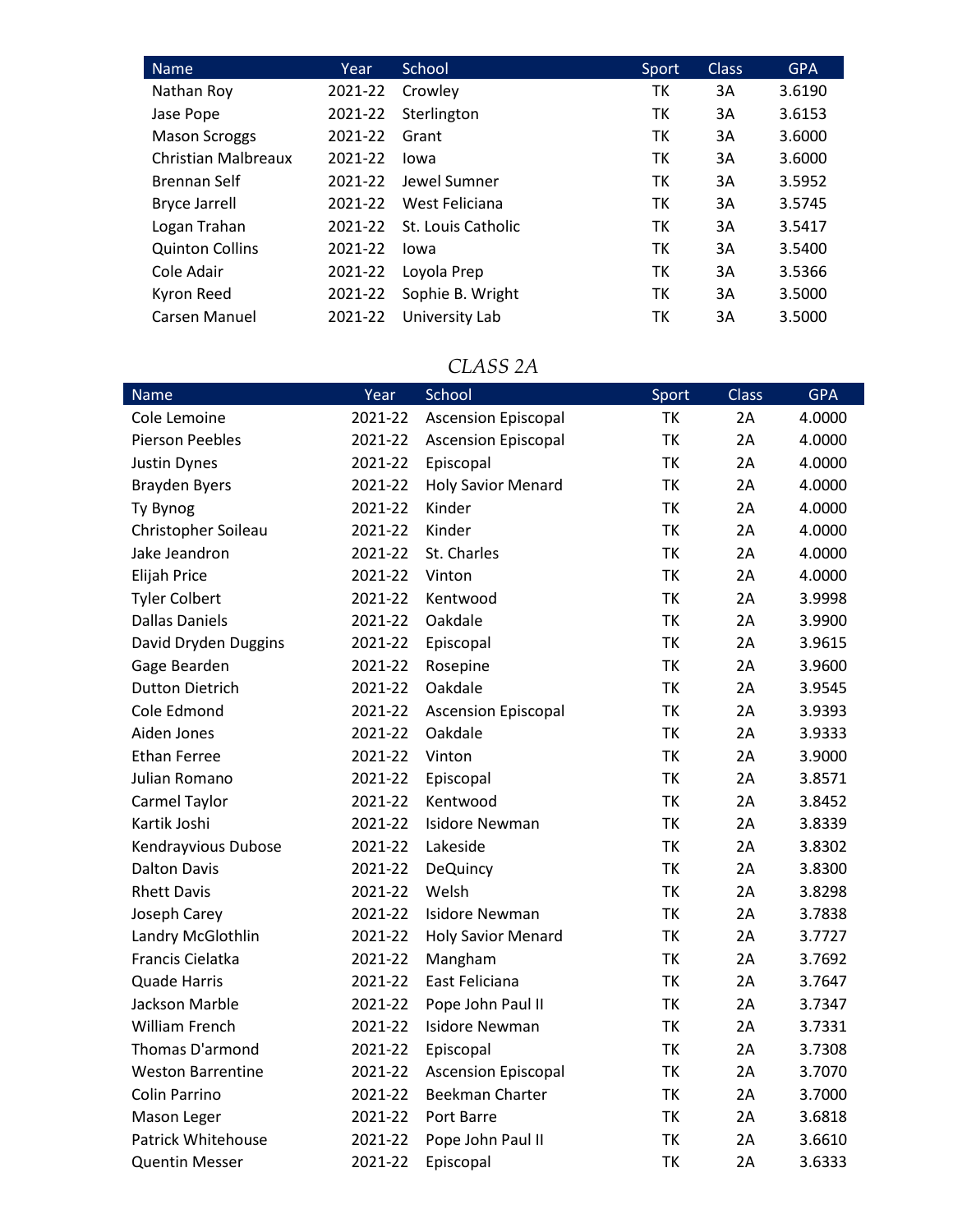| Name | Year | School | Sport | Class | GPA |
| --- | --- | --- | --- | --- | --- |
| Nathan Roy | 2021-22 | Crowley | TK | 3A | 3.6190 |
| Jase Pope | 2021-22 | Sterlington | TK | 3A | 3.6153 |
| Mason Scroggs | 2021-22 | Grant | TK | 3A | 3.6000 |
| Christian Malbreaux | 2021-22 | Iowa | TK | 3A | 3.6000 |
| Brennan Self | 2021-22 | Jewel Sumner | TK | 3A | 3.5952 |
| Bryce Jarrell | 2021-22 | West Feliciana | TK | 3A | 3.5745 |
| Logan Trahan | 2021-22 | St. Louis Catholic | TK | 3A | 3.5417 |
| Quinton Collins | 2021-22 | Iowa | TK | 3A | 3.5400 |
| Cole Adair | 2021-22 | Loyola Prep | TK | 3A | 3.5366 |
| Kyron Reed | 2021-22 | Sophie B. Wright | TK | 3A | 3.5000 |
| Carsen Manuel | 2021-22 | University Lab | TK | 3A | 3.5000 |

## CLASS 2A

| Name | Year | School | Sport | Class | GPA |
| --- | --- | --- | --- | --- | --- |
| Cole Lemoine | 2021-22 | Ascension Episcopal | TK | 2A | 4.0000 |
| Pierson Peebles | 2021-22 | Ascension Episcopal | TK | 2A | 4.0000 |
| Justin Dynes | 2021-22 | Episcopal | TK | 2A | 4.0000 |
| Brayden Byers | 2021-22 | Holy Savior Menard | TK | 2A | 4.0000 |
| Ty Bynog | 2021-22 | Kinder | TK | 2A | 4.0000 |
| Christopher Soileau | 2021-22 | Kinder | TK | 2A | 4.0000 |
| Jake Jeandron | 2021-22 | St. Charles | TK | 2A | 4.0000 |
| Elijah Price | 2021-22 | Vinton | TK | 2A | 4.0000 |
| Tyler Colbert | 2021-22 | Kentwood | TK | 2A | 3.9998 |
| Dallas Daniels | 2021-22 | Oakdale | TK | 2A | 3.9900 |
| David Dryden Duggins | 2021-22 | Episcopal | TK | 2A | 3.9615 |
| Gage Bearden | 2021-22 | Rosepine | TK | 2A | 3.9600 |
| Dutton Dietrich | 2021-22 | Oakdale | TK | 2A | 3.9545 |
| Cole Edmond | 2021-22 | Ascension Episcopal | TK | 2A | 3.9393 |
| Aiden Jones | 2021-22 | Oakdale | TK | 2A | 3.9333 |
| Ethan Ferree | 2021-22 | Vinton | TK | 2A | 3.9000 |
| Julian Romano | 2021-22 | Episcopal | TK | 2A | 3.8571 |
| Carmel Taylor | 2021-22 | Kentwood | TK | 2A | 3.8452 |
| Kartik Joshi | 2021-22 | Isidore Newman | TK | 2A | 3.8339 |
| Kendrayvious Dubose | 2021-22 | Lakeside | TK | 2A | 3.8302 |
| Dalton Davis | 2021-22 | DeQuincy | TK | 2A | 3.8300 |
| Rhett Davis | 2021-22 | Welsh | TK | 2A | 3.8298 |
| Joseph Carey | 2021-22 | Isidore Newman | TK | 2A | 3.7838 |
| Landry McGlothlin | 2021-22 | Holy Savior Menard | TK | 2A | 3.7727 |
| Francis Cielatka | 2021-22 | Mangham | TK | 2A | 3.7692 |
| Quade Harris | 2021-22 | East Feliciana | TK | 2A | 3.7647 |
| Jackson Marble | 2021-22 | Pope John Paul II | TK | 2A | 3.7347 |
| William French | 2021-22 | Isidore Newman | TK | 2A | 3.7331 |
| Thomas D'armond | 2021-22 | Episcopal | TK | 2A | 3.7308 |
| Weston Barrentine | 2021-22 | Ascension Episcopal | TK | 2A | 3.7070 |
| Colin Parrino | 2021-22 | Beekman Charter | TK | 2A | 3.7000 |
| Mason Leger | 2021-22 | Port Barre | TK | 2A | 3.6818 |
| Patrick Whitehouse | 2021-22 | Pope John Paul II | TK | 2A | 3.6610 |
| Quentin Messer | 2021-22 | Episcopal | TK | 2A | 3.6333 |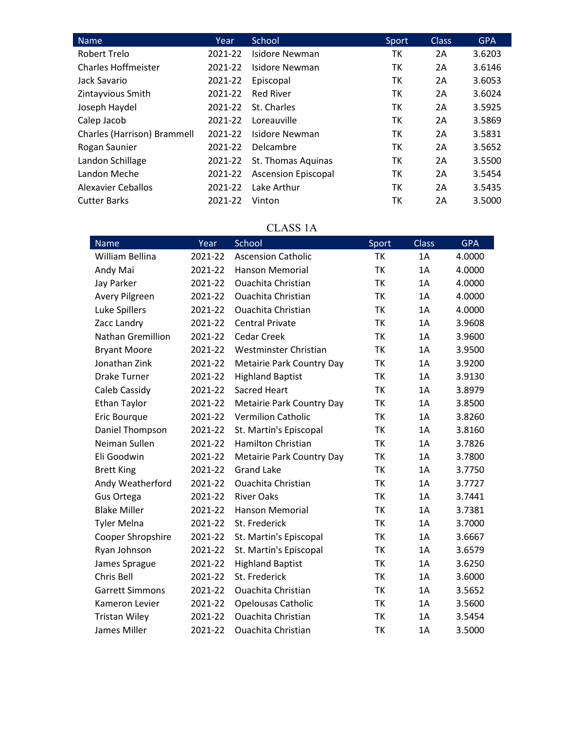| Name | Year | School | Sport | Class | GPA |
|---|---|---|---|---|---|
| Robert Trelo | 2021-22 | Isidore Newman | TK | 2A | 3.6203 |
| Charles Hoffmeister | 2021-22 | Isidore Newman | TK | 2A | 3.6146 |
| Jack Savario | 2021-22 | Episcopal | TK | 2A | 3.6053 |
| Zintayvious Smith | 2021-22 | Red River | TK | 2A | 3.6024 |
| Joseph Haydel | 2021-22 | St. Charles | TK | 2A | 3.5925 |
| Calep Jacob | 2021-22 | Loreauville | TK | 2A | 3.5869 |
| Charles (Harrison) Brammell | 2021-22 | Isidore Newman | TK | 2A | 3.5831 |
| Rogan Saunier | 2021-22 | Delcambre | TK | 2A | 3.5652 |
| Landon Schillage | 2021-22 | St. Thomas Aquinas | TK | 2A | 3.5500 |
| Landon Meche | 2021-22 | Ascension Episcopal | TK | 2A | 3.5454 |
| Alexavier Ceballos | 2021-22 | Lake Arthur | TK | 2A | 3.5435 |
| Cutter Barks | 2021-22 | Vinton | TK | 2A | 3.5000 |

## CLASS 1A

| Name | Year | School | Sport | Class | GPA |
|---|---|---|---|---|---|
| William Bellina | 2021-22 | Ascension Catholic | TK | 1A | 4.0000 |
| Andy Mai | 2021-22 | Hanson Memorial | TK | 1A | 4.0000 |
| Jay Parker | 2021-22 | Ouachita Christian | TK | 1A | 4.0000 |
| Avery Pilgreen | 2021-22 | Ouachita Christian | TK | 1A | 4.0000 |
| Luke Spillers | 2021-22 | Ouachita Christian | TK | 1A | 4.0000 |
| Zacc Landry | 2021-22 | Central Private | TK | 1A | 3.9608 |
| Nathan Gremillion | 2021-22 | Cedar Creek | TK | 1A | 3.9600 |
| Bryant Moore | 2021-22 | Westminster Christian | TK | 1A | 3.9500 |
| Jonathan Zink | 2021-22 | Metairie Park Country Day | TK | 1A | 3.9200 |
| Drake Turner | 2021-22 | Highland Baptist | TK | 1A | 3.9130 |
| Caleb Cassidy | 2021-22 | Sacred Heart | TK | 1A | 3.8979 |
| Ethan Taylor | 2021-22 | Metairie Park Country Day | TK | 1A | 3.8500 |
| Eric Bourque | 2021-22 | Vermilion Catholic | TK | 1A | 3.8260 |
| Daniel Thompson | 2021-22 | St. Martin's Episcopal | TK | 1A | 3.8160 |
| Neiman Sullen | 2021-22 | Hamilton Christian | TK | 1A | 3.7826 |
| Eli Goodwin | 2021-22 | Metairie Park Country Day | TK | 1A | 3.7800 |
| Brett King | 2021-22 | Grand Lake | TK | 1A | 3.7750 |
| Andy Weatherford | 2021-22 | Ouachita Christian | TK | 1A | 3.7727 |
| Gus Ortega | 2021-22 | River Oaks | TK | 1A | 3.7441 |
| Blake Miller | 2021-22 | Hanson Memorial | TK | 1A | 3.7381 |
| Tyler Melna | 2021-22 | St. Frederick | TK | 1A | 3.7000 |
| Cooper Shropshire | 2021-22 | St. Martin's Episcopal | TK | 1A | 3.6667 |
| Ryan Johnson | 2021-22 | St. Martin's Episcopal | TK | 1A | 3.6579 |
| James Sprague | 2021-22 | Highland Baptist | TK | 1A | 3.6250 |
| Chris Bell | 2021-22 | St. Frederick | TK | 1A | 3.6000 |
| Garrett Simmons | 2021-22 | Ouachita Christian | TK | 1A | 3.5652 |
| Kameron Levier | 2021-22 | Opelousas Catholic | TK | 1A | 3.5600 |
| Tristan Wiley | 2021-22 | Ouachita Christian | TK | 1A | 3.5454 |
| James Miller | 2021-22 | Ouachita Christian | TK | 1A | 3.5000 |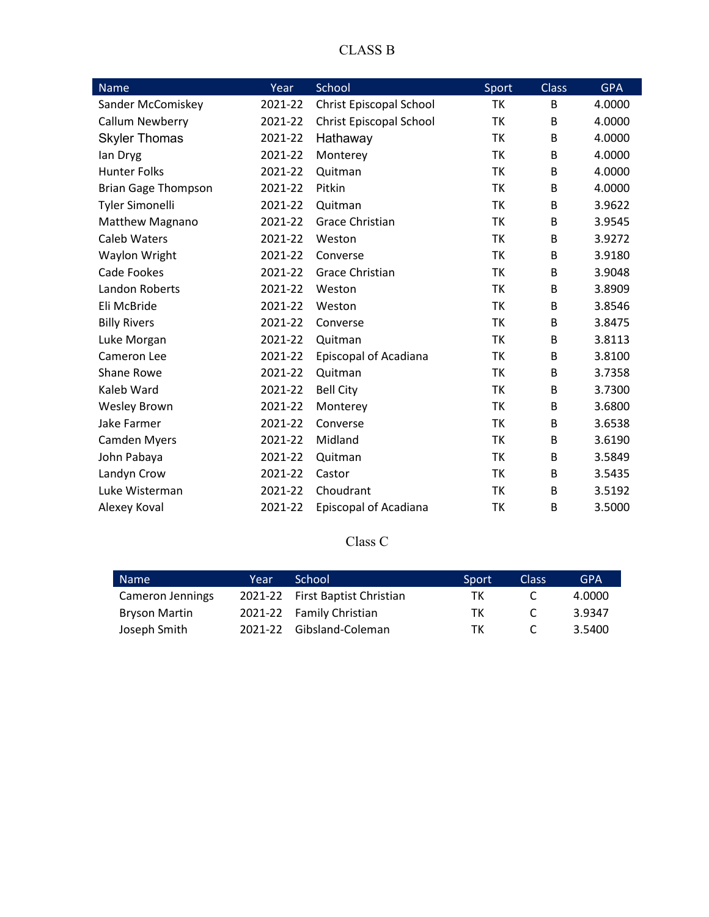## CLASS B

| Name | Year | School | Sport | Class | GPA |
|---|---|---|---|---|---|
| Sander McComiskey | 2021-22 | Christ Episcopal School | TK | B | 4.0000 |
| Callum Newberry | 2021-22 | Christ Episcopal School | TK | B | 4.0000 |
| Skyler Thomas | 2021-22 | Hathaway | TK | B | 4.0000 |
| Ian Dryg | 2021-22 | Monterey | TK | B | 4.0000 |
| Hunter Folks | 2021-22 | Quitman | TK | B | 4.0000 |
| Brian Gage Thompson | 2021-22 | Pitkin | TK | B | 4.0000 |
| Tyler Simonelli | 2021-22 | Quitman | TK | B | 3.9622 |
| Matthew Magnano | 2021-22 | Grace Christian | TK | B | 3.9545 |
| Caleb Waters | 2021-22 | Weston | TK | B | 3.9272 |
| Waylon Wright | 2021-22 | Converse | TK | B | 3.9180 |
| Cade Fookes | 2021-22 | Grace Christian | TK | B | 3.9048 |
| Landon Roberts | 2021-22 | Weston | TK | B | 3.8909 |
| Eli McBride | 2021-22 | Weston | TK | B | 3.8546 |
| Billy Rivers | 2021-22 | Converse | TK | B | 3.8475 |
| Luke Morgan | 2021-22 | Quitman | TK | B | 3.8113 |
| Cameron Lee | 2021-22 | Episcopal of Acadiana | TK | B | 3.8100 |
| Shane Rowe | 2021-22 | Quitman | TK | B | 3.7358 |
| Kaleb Ward | 2021-22 | Bell City | TK | B | 3.7300 |
| Wesley Brown | 2021-22 | Monterey | TK | B | 3.6800 |
| Jake Farmer | 2021-22 | Converse | TK | B | 3.6538 |
| Camden Myers | 2021-22 | Midland | TK | B | 3.6190 |
| John Pabaya | 2021-22 | Quitman | TK | B | 3.5849 |
| Landyn Crow | 2021-22 | Castor | TK | B | 3.5435 |
| Luke Wisterman | 2021-22 | Choudrant | TK | B | 3.5192 |
| Alexey Koval | 2021-22 | Episcopal of Acadiana | TK | B | 3.5000 |

## Class C

| Name | Year | School | Sport | Class | GPA |
|---|---|---|---|---|---|
| Cameron Jennings | 2021-22 | First Baptist Christian | TK | C | 4.0000 |
| Bryson Martin | 2021-22 | Family Christian | TK | C | 3.9347 |
| Joseph Smith | 2021-22 | Gibsland-Coleman | TK | C | 3.5400 |